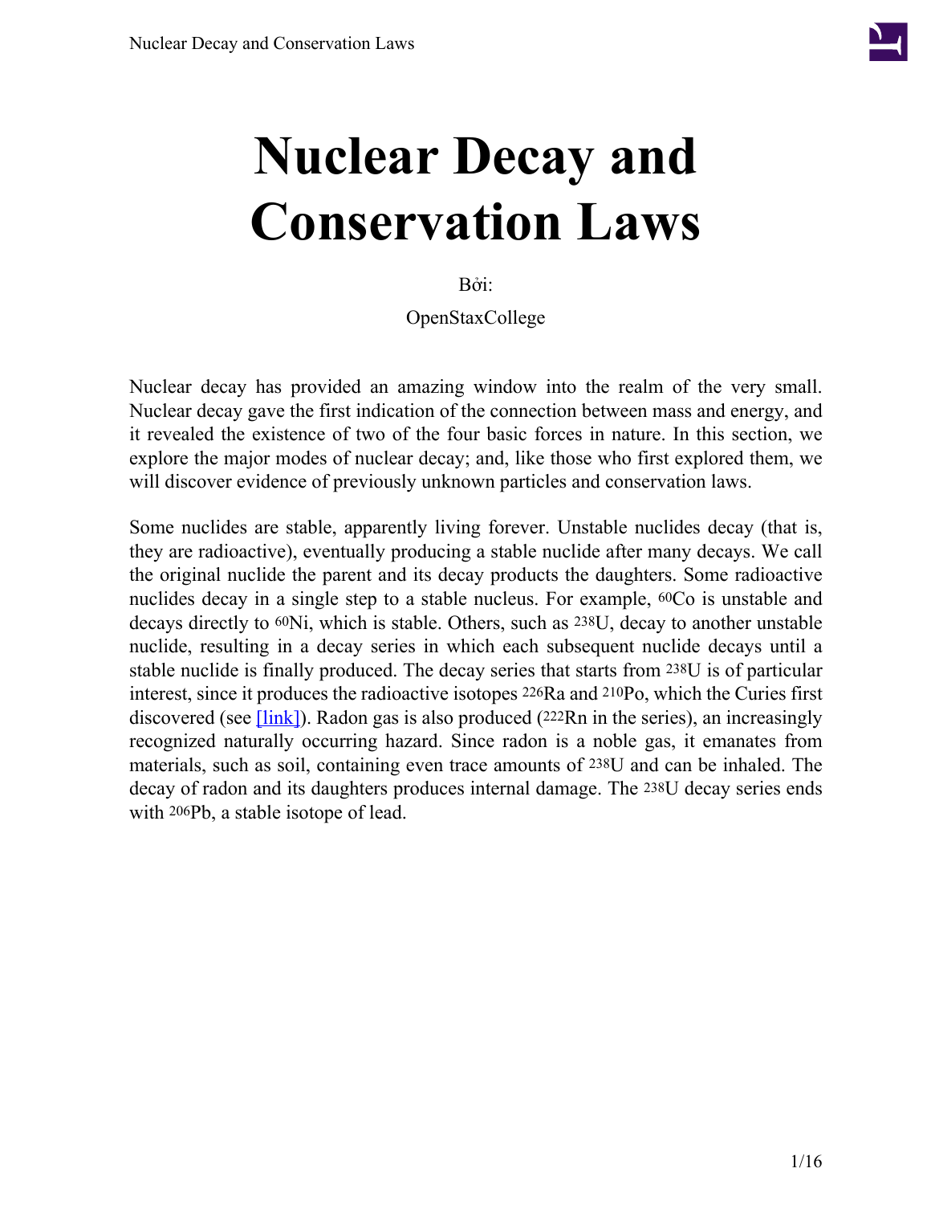# Nuclear Decay and Conservation Laws

Bởi:

OpenStaxCollege

Nuclear decay has provided an amazing window into the realm of the very small. Nuclear decay gave the first indication of the connection between mass and energy, and it revealed the existence of two of the four basic forces in nature. In this section, we explore the major modes of nuclear decay; and, like those who first explored them, we will discover evidence of previously unknown particles and conservation laws.

Some nuclides are stable, apparently living forever. Unstable nuclides decay (that is, they are radioactive), eventually producing a stable nuclide after many decays. We call the original nuclide the parent and its decay products the daughters. Some radioactive nuclides decay in a single step to a stable nucleus. For example, $^{60}Co$ is unstable and decays directly to $^{60}Ni$, which is stable. Others, such as $^{238}U$, decay to another unstable nuclide, resulting in a decay series in which each subsequent nuclide decays until a stable nuclide is finally produced. The decay series that starts from $^{238}U$ is of particular interest, since it produces the radioactive isotopes $^{226}Ra$ and $^{210}Po$, which the Curies first discovered (see [link]). Radon gas is also produced ($^{222}Rn$ in the series), an increasingly recognized naturally occurring hazard. Since radon is a noble gas, it emanates from materials, such as soil, containing even trace amounts of $^{238}U$ and can be inhaled. The decay of radon and its daughters produces internal damage. The $^{238}U$ decay series ends with $^{206}Pb$, a stable isotope of lead.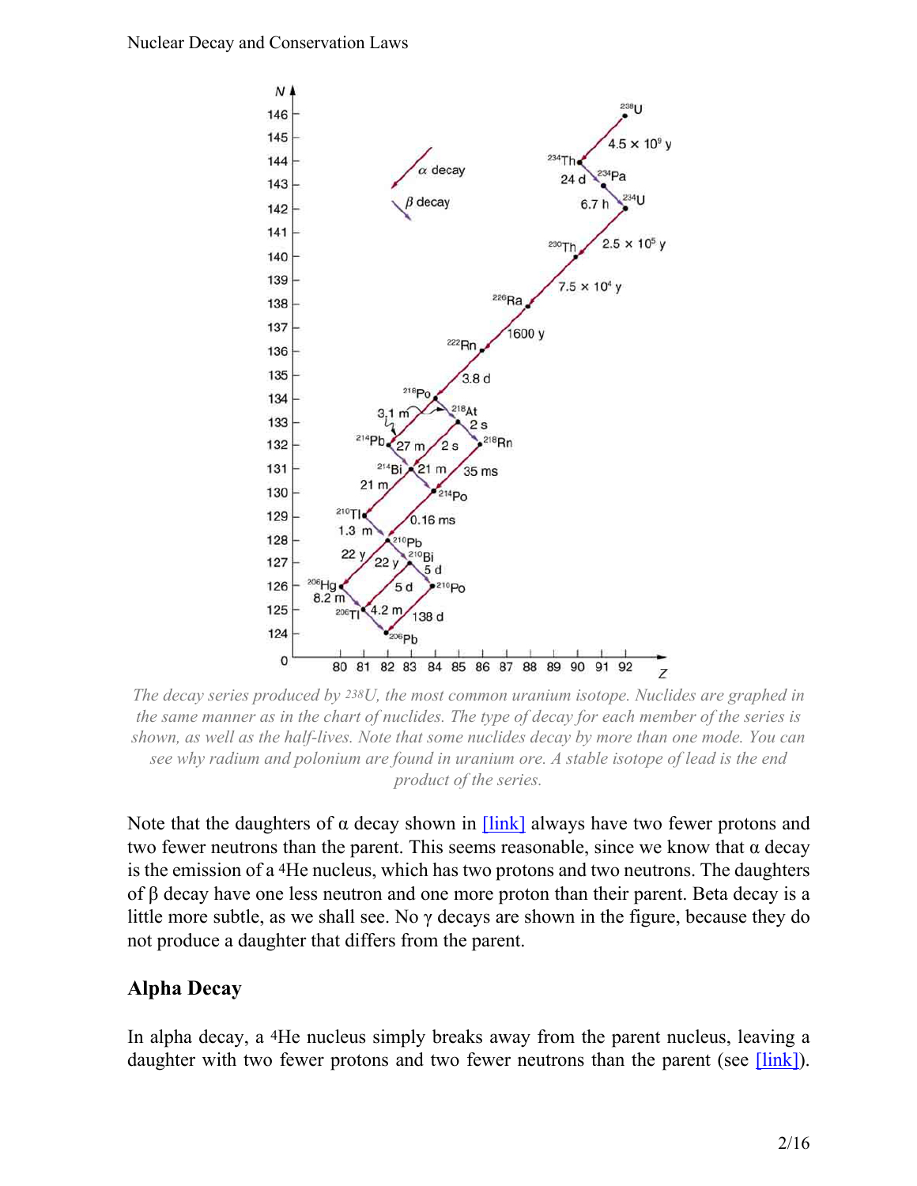The decay series produced by $^{238}U$, the most common uranium isotope. Nuclides are graphed in the same manner as in the chart of nuclides. The type of decay for each member of the series is shown, as well as the half-lives. Note that some nuclides decay by more than one mode. You can see why radium and polonium are found in uranium ore. A stable isotope of lead is the end product of the series.

Note that the daughters of α decay shown in [link] always have two fewer protons and two fewer neutrons than the parent. This seems reasonable, since we know that α decay is the emission of a $^{4}He$ nucleus, which has two protons and two neutrons. The daughters of β decay have one less neutron and one more proton than their parent. Beta decay is a little more subtle, as we shall see. No γ decays are shown in the figure, because they do not produce a daughter that differs from the parent.

## Alpha Decay

In alpha decay, a $^{4}He$ nucleus simply breaks away from the parent nucleus, leaving a daughter with two fewer protons and two fewer neutrons than the parent (see [link]).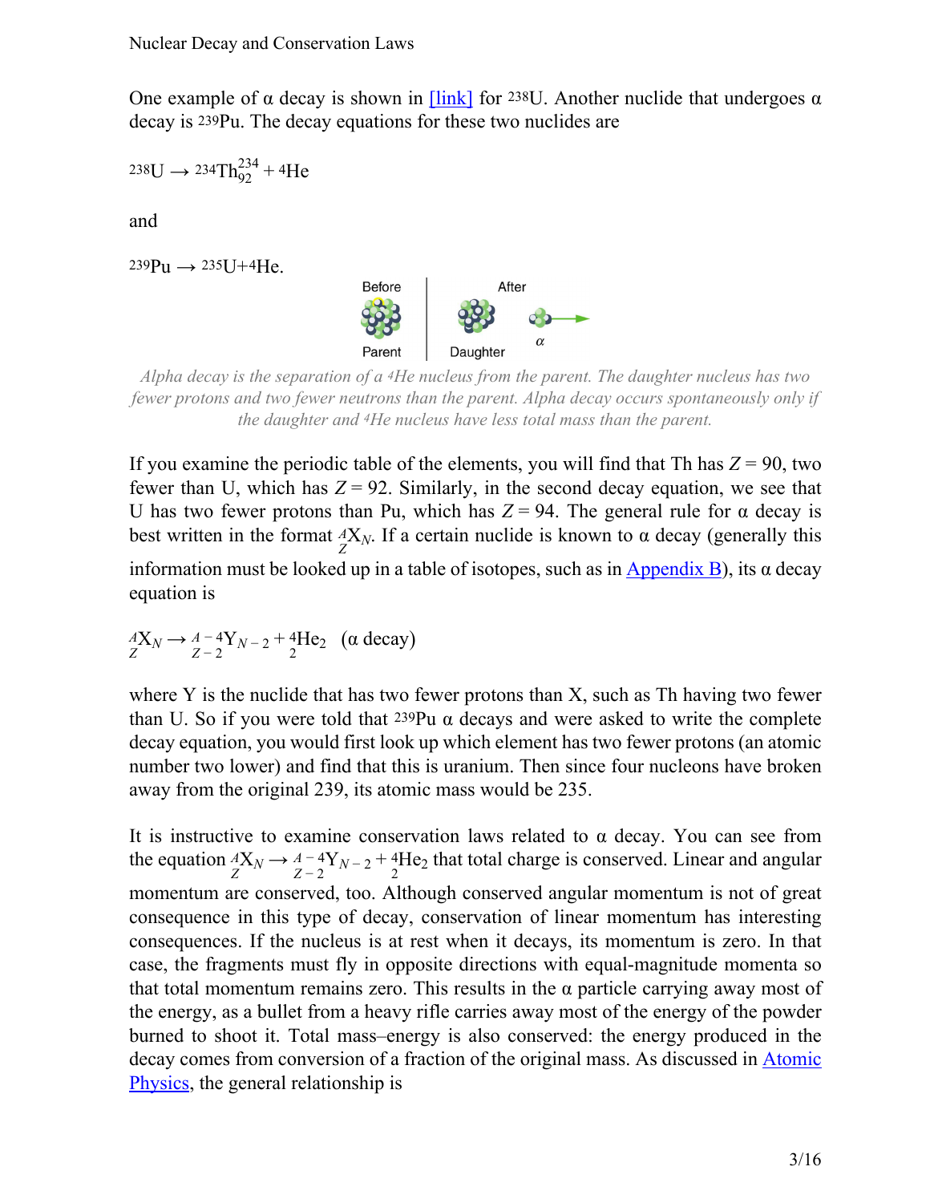One example of α decay is shown in [link] for $^{238}U$. Another nuclide that undergoes α decay is $^{239}Pu$. The decay equations for these two nuclides are

$$^{238}U \rightarrow {}^{234}Th_{92}^{234} + {}^{4}He$$

and

$$^{239}Pu \rightarrow {}^{235}U + {}^{4}He.$$

Alpha decay is the separation of a $^{4}He$ nucleus from the parent. The daughter nucleus has two fewer protons and two fewer neutrons than the parent. Alpha decay occurs spontaneously only if the daughter and $^{4}He$ nucleus have less total mass than the parent.

If you examine the periodic table of the elements, you will find that Th has $Z = 90$, two fewer than U, which has $Z = 92$. Similarly, in the second decay equation, we see that U has two fewer protons than Pu, which has $Z = 94$. The general rule for α decay is best written in the format ${}_{Z}^{A}X_{N}$. If a certain nuclide is known to α decay (generally this information must be looked up in a table of isotopes, such as in Appendix B), its α decay equation is

$${}_{Z}^{A}X_{N} \rightarrow {}_{Z-2}^{A-4}Y_{N-2} + {}_{2}^{4}He_{2} \quad (\alpha \text{ decay})$$

where Y is the nuclide that has two fewer protons than X, such as Th having two fewer than U. So if you were told that $^{239}Pu$ α decays and were asked to write the complete decay equation, you would first look up which element has two fewer protons (an atomic number two lower) and find that this is uranium. Then since four nucleons have broken away from the original 239, its atomic mass would be 235.

It is instructive to examine conservation laws related to α decay. You can see from the equation ${}_{Z}^{A}X_{N} \rightarrow {}_{Z-2}^{A-4}Y_{N-2} + {}_{2}^{4}He_{2}$ that total charge is conserved. Linear and angular momentum are conserved, too. Although conserved angular momentum is not of great consequence in this type of decay, conservation of linear momentum has interesting consequences. If the nucleus is at rest when it decays, its momentum is zero. In that case, the fragments must fly in opposite directions with equal-magnitude momenta so that total momentum remains zero. This results in the α particle carrying away most of the energy, as a bullet from a heavy rifle carries away most of the energy of the powder burned to shoot it. Total mass–energy is also conserved: the energy produced in the decay comes from conversion of a fraction of the original mass. As discussed in Atomic Physics, the general relationship is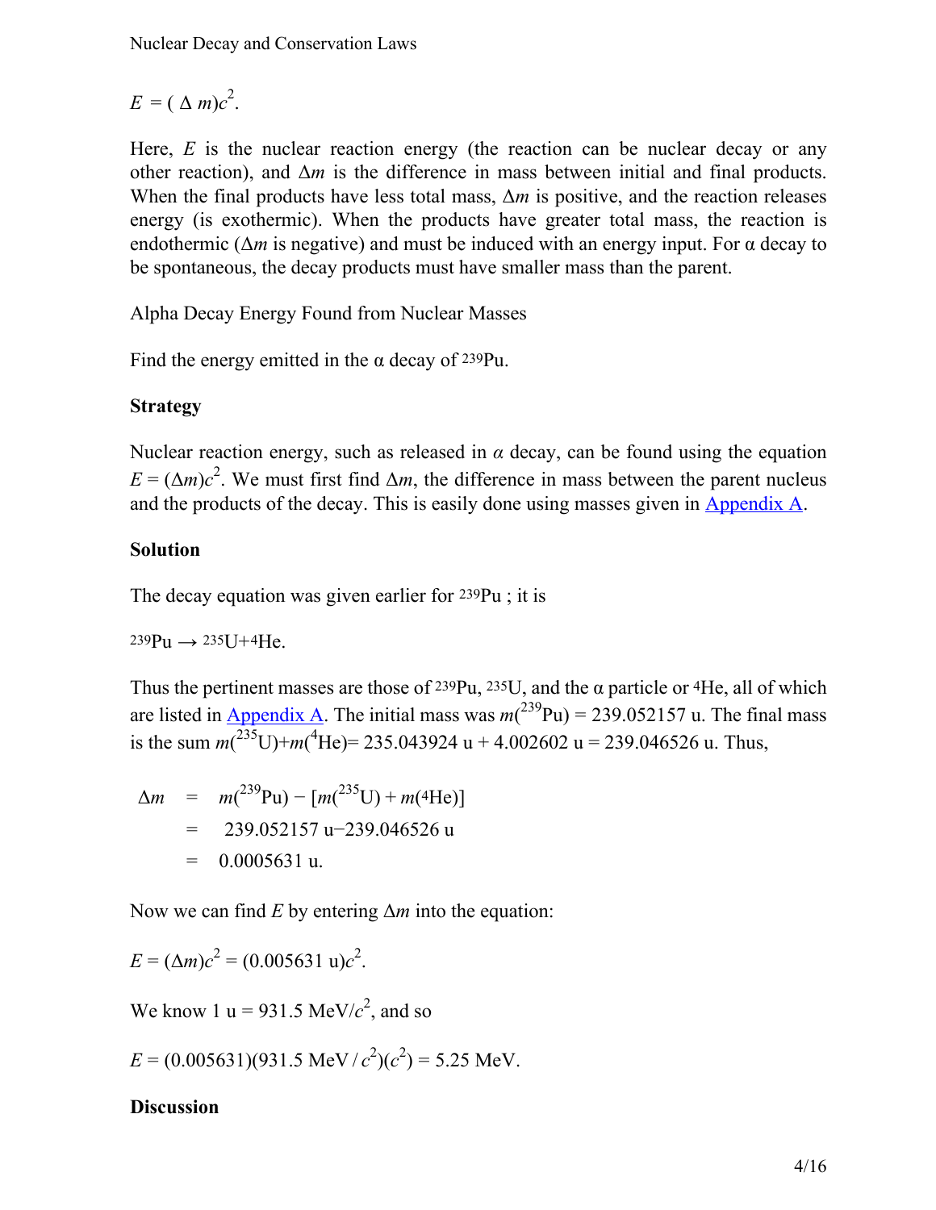$E = (\Delta m)c^2.$

Here, $E$ is the nuclear reaction energy (the reaction can be nuclear decay or any other reaction), and $\Delta m$ is the difference in mass between initial and final products. When the final products have less total mass, $\Delta m$ is positive, and the reaction releases energy (is exothermic). When the products have greater total mass, the reaction is endothermic ($\Delta m$ is negative) and must be induced with an energy input. For α decay to be spontaneous, the decay products must have smaller mass than the parent.

Alpha Decay Energy Found from Nuclear Masses

Find the energy emitted in the α decay of $^{239}\text{Pu}$.

**Strategy**

Nuclear reaction energy, such as released in *α* decay, can be found using the equation $E = (\Delta m)c^2$. We must first find $\Delta m$, the difference in mass between the parent nucleus and the products of the decay. This is easily done using masses given in Appendix A.

**Solution**

The decay equation was given earlier for $^{239}\text{Pu}$ ; it is

$^{239}\text{Pu} \rightarrow {}^{235}\text{U} + {}^{4}\text{He}.$

Thus the pertinent masses are those of $^{239}\text{Pu}$, $^{235}\text{U}$, and the α particle or $^{4}\text{He}$, all of which are listed in Appendix A. The initial mass was $m(^{239}\text{Pu}) = 239.052157\ \text{u}$. The final mass is the sum $m(^{235}\text{U}) + m(^{4}\text{He}) = 235.043924\ \text{u} + 4.002602\ \text{u} = 239.046526\ \text{u}$. Thus,

$$
\begin{aligned}
\Delta m &= m(^{239}\text{Pu}) - [m(^{235}\text{U}) + m(^{4}\text{He})] \\
&= 239.052157\ \text{u} - 239.046526\ \text{u} \\
&= 0.0005631\ \text{u}.
\end{aligned}
$$

Now we can find $E$ by entering $\Delta m$ into the equation:

$E = (\Delta m)c^2 = (0.005631\ \text{u})c^2.$

We know $1\ \text{u} = 931.5\ \text{MeV}/c^2$, and so

$E = (0.005631)(931.5\ \text{MeV}/c^2)(c^2) = 5.25\ \text{MeV}.$

**Discussion**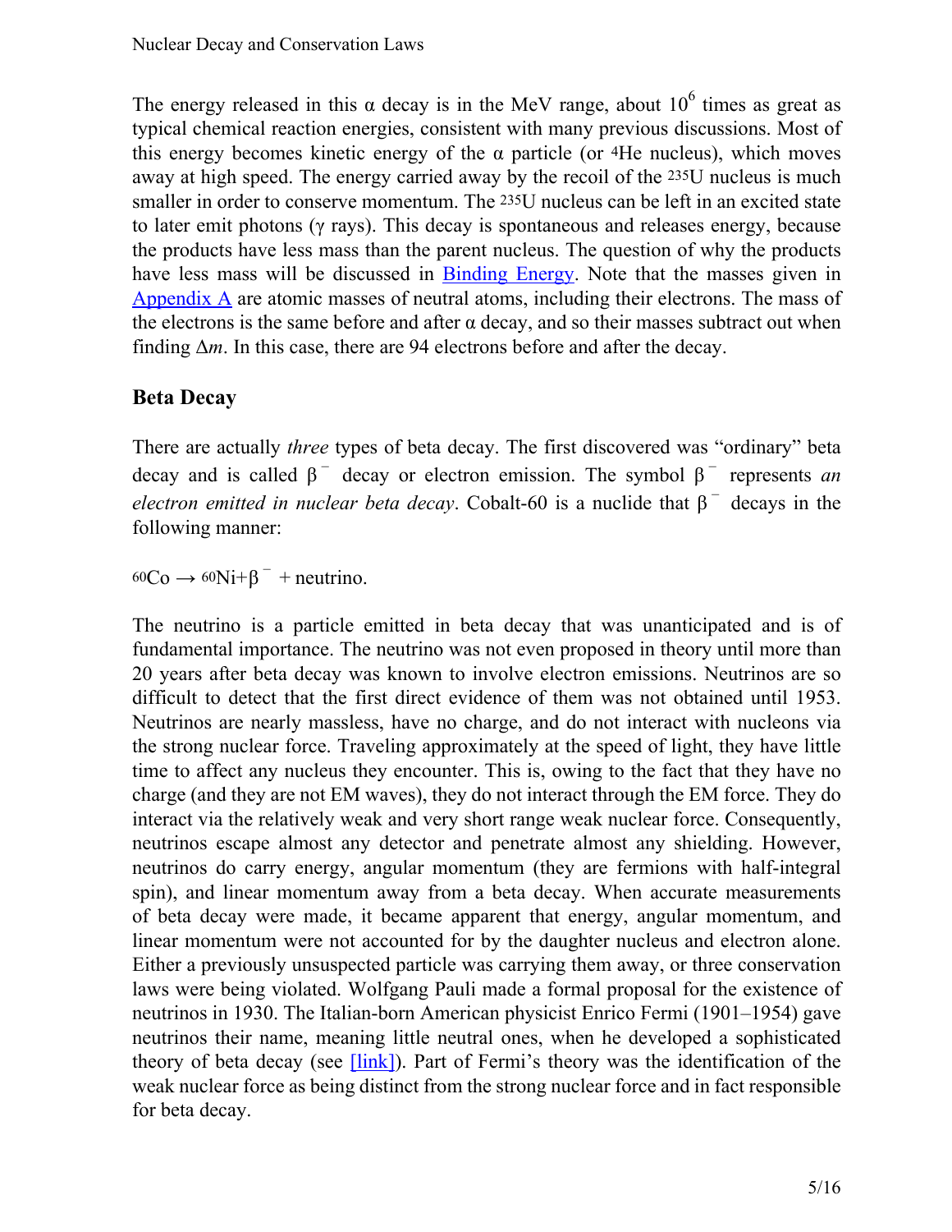The energy released in this α decay is in the MeV range, about $10^6$ times as great as typical chemical reaction energies, consistent with many previous discussions. Most of this energy becomes kinetic energy of the α particle (or $^4$He nucleus), which moves away at high speed. The energy carried away by the recoil of the $^{235}$U nucleus is much smaller in order to conserve momentum. The $^{235}$U nucleus can be left in an excited state to later emit photons (γ rays). This decay is spontaneous and releases energy, because the products have less mass than the parent nucleus. The question of why the products have less mass will be discussed in Binding Energy. Note that the masses given in Appendix A are atomic masses of neutral atoms, including their electrons. The mass of the electrons is the same before and after α decay, and so their masses subtract out when finding $\Delta m$. In this case, there are 94 electrons before and after the decay.

## Beta Decay

There are actually *three* types of beta decay. The first discovered was "ordinary" beta decay and is called $\beta^-$ decay or electron emission. The symbol $\beta^-$ represents *an electron emitted in nuclear beta decay*. Cobalt-60 is a nuclide that $\beta^-$ decays in the following manner:

$$^{60}\text{Co} \rightarrow {}^{60}\text{Ni} + \beta^- + \text{neutrino}.$$

The neutrino is a particle emitted in beta decay that was unanticipated and is of fundamental importance. The neutrino was not even proposed in theory until more than 20 years after beta decay was known to involve electron emissions. Neutrinos are so difficult to detect that the first direct evidence of them was not obtained until 1953. Neutrinos are nearly massless, have no charge, and do not interact with nucleons via the strong nuclear force. Traveling approximately at the speed of light, they have little time to affect any nucleus they encounter. This is, owing to the fact that they have no charge (and they are not EM waves), they do not interact through the EM force. They do interact via the relatively weak and very short range weak nuclear force. Consequently, neutrinos escape almost any detector and penetrate almost any shielding. However, neutrinos do carry energy, angular momentum (they are fermions with half-integral spin), and linear momentum away from a beta decay. When accurate measurements of beta decay were made, it became apparent that energy, angular momentum, and linear momentum were not accounted for by the daughter nucleus and electron alone. Either a previously unsuspected particle was carrying them away, or three conservation laws were being violated. Wolfgang Pauli made a formal proposal for the existence of neutrinos in 1930. The Italian-born American physicist Enrico Fermi (1901–1954) gave neutrinos their name, meaning little neutral ones, when he developed a sophisticated theory of beta decay (see [link]). Part of Fermi's theory was the identification of the weak nuclear force as being distinct from the strong nuclear force and in fact responsible for beta decay.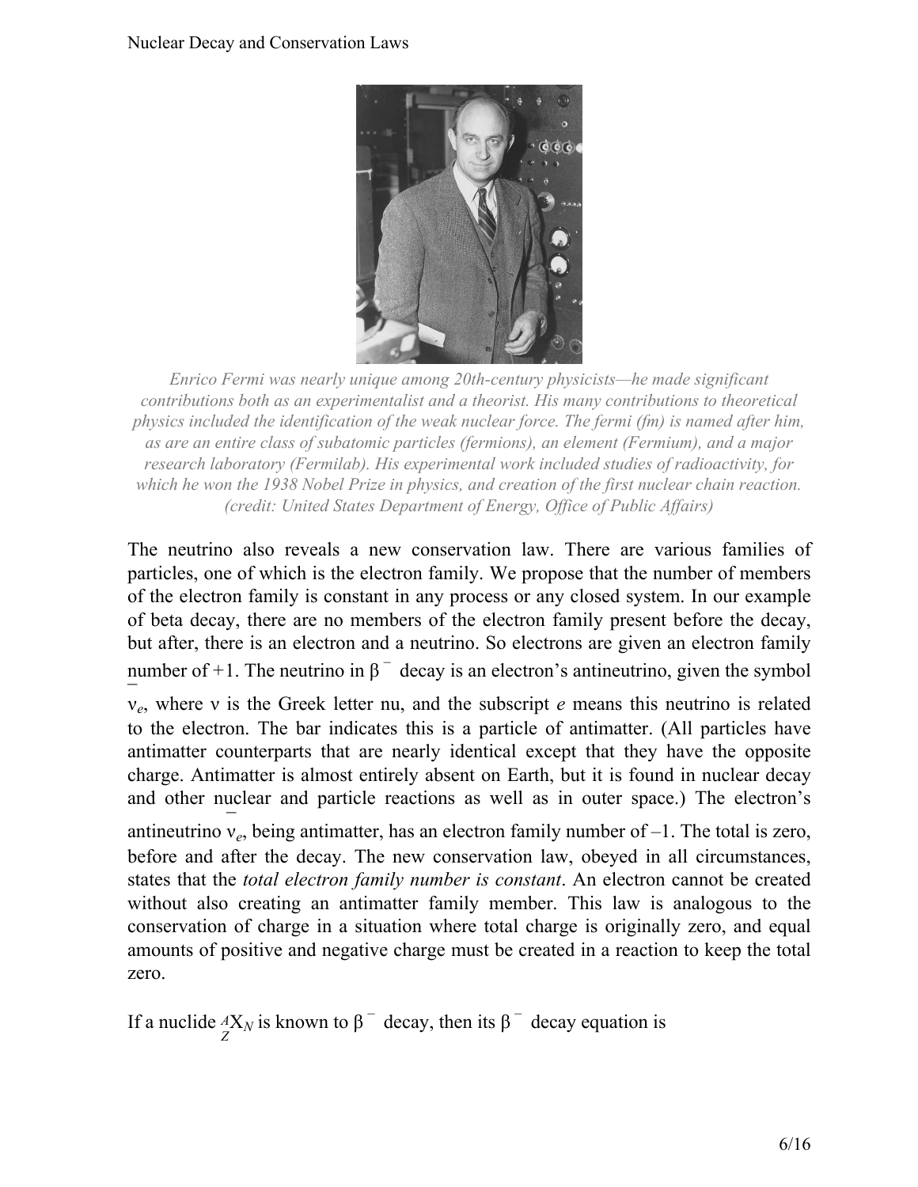*Enrico Fermi was nearly unique among 20th-century physicists—he made significant contributions both as an experimentalist and a theorist. His many contributions to theoretical physics included the identification of the weak nuclear force. The fermi (fm) is named after him, as are an entire class of subatomic particles (fermions), an element (Fermium), and a major research laboratory (Fermilab). His experimental work included studies of radioactivity, for which he won the 1938 Nobel Prize in physics, and creation of the first nuclear chain reaction. (credit: United States Department of Energy, Office of Public Affairs)*

The neutrino also reveals a new conservation law. There are various families of particles, one of which is the electron family. We propose that the number of members of the electron family is constant in any process or any closed system. In our example of beta decay, there are no members of the electron family present before the decay, but after, there is an electron and a neutrino. So electrons are given an electron family number of +1. The neutrino in $\beta^-$ decay is an electron's antineutrino, given the symbol $\bar{\nu}_e$, where $\nu$ is the Greek letter nu, and the subscript *e* means this neutrino is related to the electron. The bar indicates this is a particle of antimatter. (All particles have antimatter counterparts that are nearly identical except that they have the opposite charge. Antimatter is almost entirely absent on Earth, but it is found in nuclear decay and other nuclear and particle reactions as well as in outer space.) The electron's antineutrino $\bar{\nu}_e$, being antimatter, has an electron family number of –1. The total is zero, before and after the decay. The new conservation law, obeyed in all circumstances, states that the *total electron family number is constant*. An electron cannot be created without also creating an antimatter family member. This law is analogous to the conservation of charge in a situation where total charge is originally zero, and equal amounts of positive and negative charge must be created in a reaction to keep the total zero.

If a nuclide ${}^{A}_{Z}X_N$ is known to $\beta^-$ decay, then its $\beta^-$ decay equation is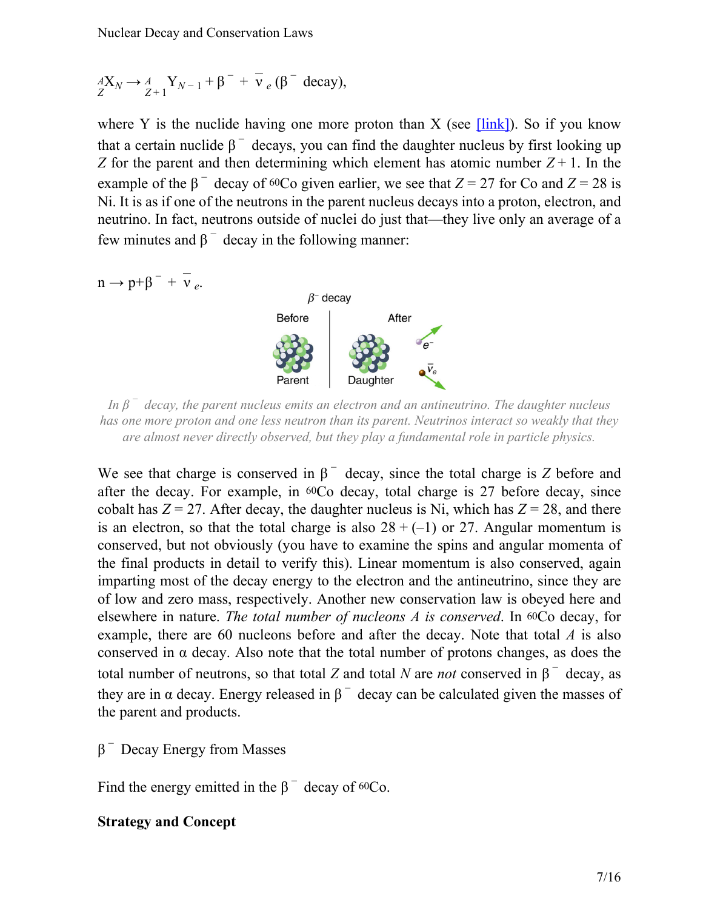$${}^{A}_{Z}X_{N} \rightarrow {}^{A}_{Z+1}Y_{N-1} + \beta^{-} + \bar{\nu}_{e} \; (\beta^{-} \text{ decay}),$$

where Y is the nuclide having one more proton than X (see [link]). So if you know that a certain nuclide $\beta^{-}$ decays, you can find the daughter nucleus by first looking up $Z$ for the parent and then determining which element has atomic number $Z + 1$. In the example of the $\beta^{-}$ decay of $^{60}$Co given earlier, we see that $Z = 27$ for Co and $Z = 28$ is Ni. It is as if one of the neutrons in the parent nucleus decays into a proton, electron, and neutrino. In fact, neutrons outside of nuclei do just that—they live only an average of a few minutes and $\beta^{-}$ decay in the following manner:

$$n \rightarrow p + \beta^{-} + \bar{\nu}_{e}.$$

*In $\beta^{-}$ decay, the parent nucleus emits an electron and an antineutrino. The daughter nucleus has one more proton and one less neutron than its parent. Neutrinos interact so weakly that they are almost never directly observed, but they play a fundamental role in particle physics.*

We see that charge is conserved in $\beta^{-}$ decay, since the total charge is $Z$ before and after the decay. For example, in $^{60}$Co decay, total charge is 27 before decay, since cobalt has $Z = 27$. After decay, the daughter nucleus is Ni, which has $Z = 28$, and there is an electron, so that the total charge is also $28 + (-1)$ or 27. Angular momentum is conserved, but not obviously (you have to examine the spins and angular momenta of the final products in detail to verify this). Linear momentum is also conserved, again imparting most of the decay energy to the electron and the antineutrino, since they are of low and zero mass, respectively. Another new conservation law is obeyed here and elsewhere in nature. *The total number of nucleons $A$ is conserved*. In $^{60}$Co decay, for example, there are 60 nucleons before and after the decay. Note that total $A$ is also conserved in $\alpha$ decay. Also note that the total number of protons changes, as does the total number of neutrons, so that total $Z$ and total $N$ are *not* conserved in $\beta^{-}$ decay, as they are in $\alpha$ decay. Energy released in $\beta^{-}$ decay can be calculated given the masses of the parent and products.

$\beta^{-}$ Decay Energy from Masses

Find the energy emitted in the $\beta^{-}$ decay of $^{60}$Co.

**Strategy and Concept**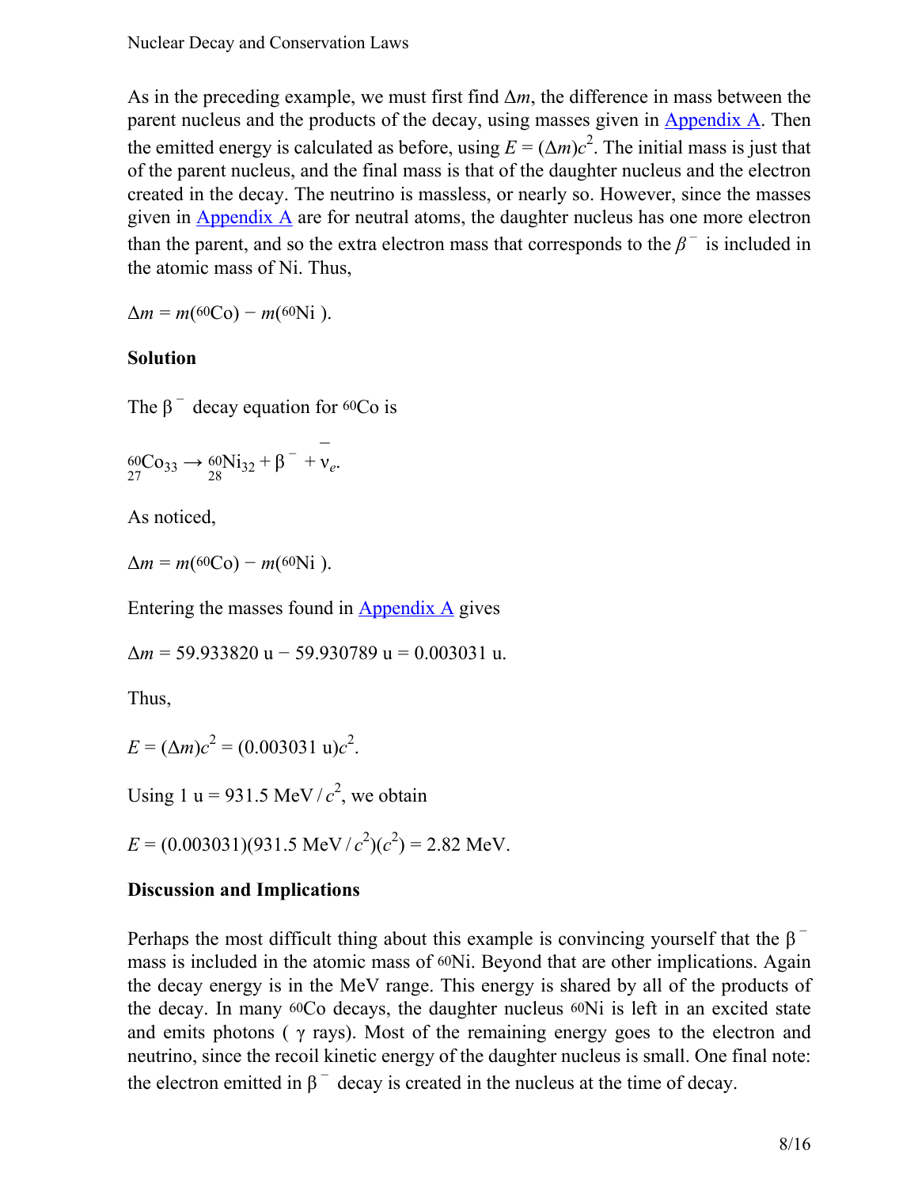As in the preceding example, we must first find $\Delta m$, the difference in mass between the parent nucleus and the products of the decay, using masses given in Appendix A. Then the emitted energy is calculated as before, using $E = (\Delta m)c^2$. The initial mass is just that of the parent nucleus, and the final mass is that of the daughter nucleus and the electron created in the decay. The neutrino is massless, or nearly so. However, since the masses given in Appendix A are for neutral atoms, the daughter nucleus has one more electron than the parent, and so the extra electron mass that corresponds to the $\beta^-$ is included in the atomic mass of Ni. Thus,

$$\Delta m = m(^{60}\text{Co}) - m(^{60}\text{Ni}).$$

**Solution**

The $\beta^-$ decay equation for $^{60}$Co is

$$^{60}_{27}\text{Co}_{33} \rightarrow {}^{60}_{28}\text{Ni}_{32} + \beta^- + \bar{\nu}_e.$$

As noticed,

$$\Delta m = m(^{60}\text{Co}) - m(^{60}\text{Ni}).$$

Entering the masses found in Appendix A gives

$$\Delta m = 59.933820 \text{ u} - 59.930789 \text{ u} = 0.003031 \text{ u}.$$

Thus,

$$E = (\Delta m)c^2 = (0.003031 \text{ u})c^2.$$

Using $1 \text{ u} = 931.5 \text{ MeV}/c^2$, we obtain

$$E = (0.003031)(931.5 \text{ MeV}/c^2)(c^2) = 2.82 \text{ MeV}.$$

**Discussion and Implications**

Perhaps the most difficult thing about this example is convincing yourself that the $\beta^-$ mass is included in the atomic mass of $^{60}$Ni. Beyond that are other implications. Again the decay energy is in the MeV range. This energy is shared by all of the products of the decay. In many $^{60}$Co decays, the daughter nucleus $^{60}$Ni is left in an excited state and emits photons ( $\gamma$ rays). Most of the remaining energy goes to the electron and neutrino, since the recoil kinetic energy of the daughter nucleus is small. One final note: the electron emitted in $\beta^-$ decay is created in the nucleus at the time of decay.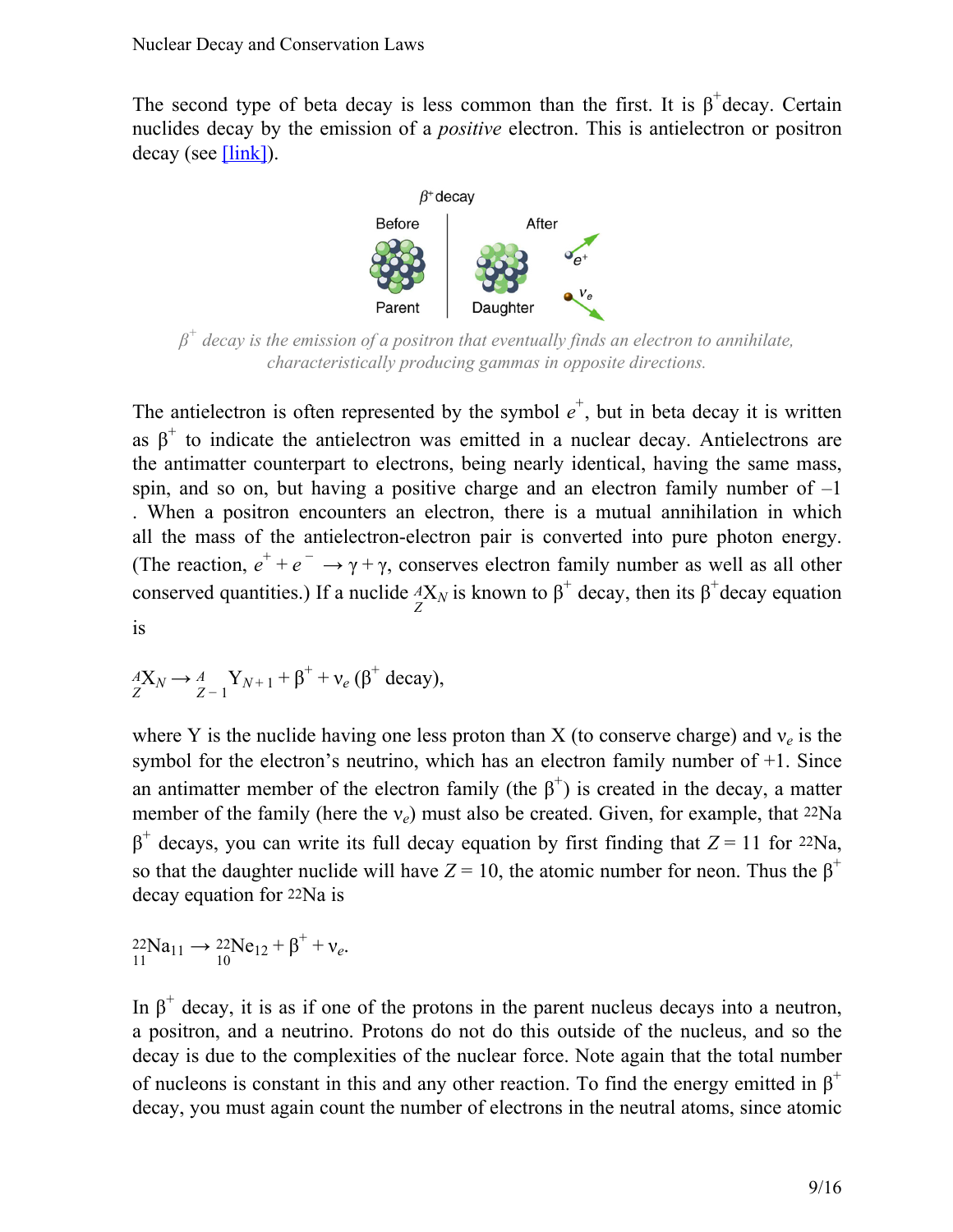The second type of beta decay is less common than the first. It is $\beta^+$ decay. Certain nuclides decay by the emission of a *positive* electron. This is antielectron or positron decay (see [link]).

$\beta^+$ decay is the emission of a positron that eventually finds an electron to annihilate, characteristically producing gammas in opposite directions.

The antielectron is often represented by the symbol $e^+$, but in beta decay it is written as $\beta^+$ to indicate the antielectron was emitted in a nuclear decay. Antielectrons are the antimatter counterpart to electrons, being nearly identical, having the same mass, spin, and so on, but having a positive charge and an electron family number of $-1$. When a positron encounters an electron, there is a mutual annihilation in which all the mass of the antielectron-electron pair is converted into pure photon energy. (The reaction, $e^+ + e^- \rightarrow \gamma + \gamma$, conserves electron family number as well as all other conserved quantities.) If a nuclide ${}^{A}_{Z}X_N$ is known to $\beta^+$ decay, then its $\beta^+$ decay equation is

$${}^{A}_{Z}X_N \rightarrow {}^{A}_{Z-1}Y_{N+1} + \beta^+ + \nu_e \ (\beta^+ \text{ decay}),$$

where Y is the nuclide having one less proton than X (to conserve charge) and $\nu_e$ is the symbol for the electron's neutrino, which has an electron family number of +1. Since an antimatter member of the electron family (the $\beta^+$) is created in the decay, a matter member of the family (here the $\nu_e$) must also be created. Given, for example, that ${}^{22}\text{Na}$ $\beta^+$ decays, you can write its full decay equation by first finding that $Z = 11$ for ${}^{22}\text{Na}$, so that the daughter nuclide will have $Z = 10$, the atomic number for neon. Thus the $\beta^+$ decay equation for ${}^{22}\text{Na}$ is

$${}^{22}_{11}\text{Na}_{11} \rightarrow {}^{22}_{10}\text{Ne}_{12} + \beta^+ + \nu_e.$$

In $\beta^+$ decay, it is as if one of the protons in the parent nucleus decays into a neutron, a positron, and a neutrino. Protons do not do this outside of the nucleus, and so the decay is due to the complexities of the nuclear force. Note again that the total number of nucleons is constant in this and any other reaction. To find the energy emitted in $\beta^+$ decay, you must again count the number of electrons in the neutral atoms, since atomic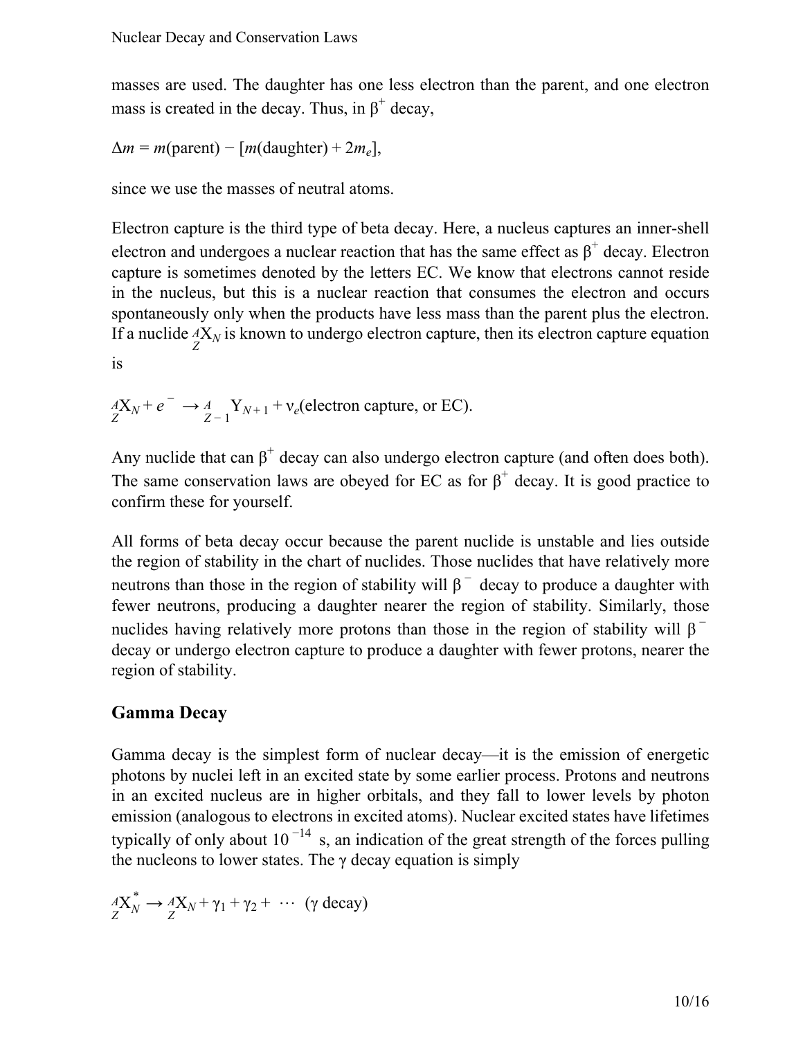masses are used. The daughter has one less electron than the parent, and one electron mass is created in the decay. Thus, in $\beta^+$ decay,

$$\Delta m = m(\text{parent}) - [m(\text{daughter}) + 2m_e],$$

since we use the masses of neutral atoms.

Electron capture is the third type of beta decay. Here, a nucleus captures an inner-shell electron and undergoes a nuclear reaction that has the same effect as $\beta^+$ decay. Electron capture is sometimes denoted by the letters EC. We know that electrons cannot reside in the nucleus, but this is a nuclear reaction that consumes the electron and occurs spontaneously only when the products have less mass than the parent plus the electron. If a nuclide ${}^{A}_{Z}\text{X}_N$ is known to undergo electron capture, then its electron capture equation is

$${}^{A}_{Z}\text{X}_N + e^- \rightarrow {}^{A}_{Z-1}\text{Y}_{N+1} + \nu_e \text{(electron capture, or EC).}$$

Any nuclide that can $\beta^+$ decay can also undergo electron capture (and often does both). The same conservation laws are obeyed for EC as for $\beta^+$ decay. It is good practice to confirm these for yourself.

All forms of beta decay occur because the parent nuclide is unstable and lies outside the region of stability in the chart of nuclides. Those nuclides that have relatively more neutrons than those in the region of stability will $\beta^-$ decay to produce a daughter with fewer neutrons, producing a daughter nearer the region of stability. Similarly, those nuclides having relatively more protons than those in the region of stability will $\beta^-$ decay or undergo electron capture to produce a daughter with fewer protons, nearer the region of stability.

## Gamma Decay

Gamma decay is the simplest form of nuclear decay—it is the emission of energetic photons by nuclei left in an excited state by some earlier process. Protons and neutrons in an excited nucleus are in higher orbitals, and they fall to lower levels by photon emission (analogous to electrons in excited atoms). Nuclear excited states have lifetimes typically of only about $10^{-14}$ s, an indication of the great strength of the forces pulling the nucleons to lower states. The $\gamma$ decay equation is simply

$${}^{A}_{Z}\text{X}^*_N \rightarrow {}^{A}_{Z}\text{X}_N + \gamma_1 + \gamma_2 + \cdots \text{ ($\gamma$ decay)}$$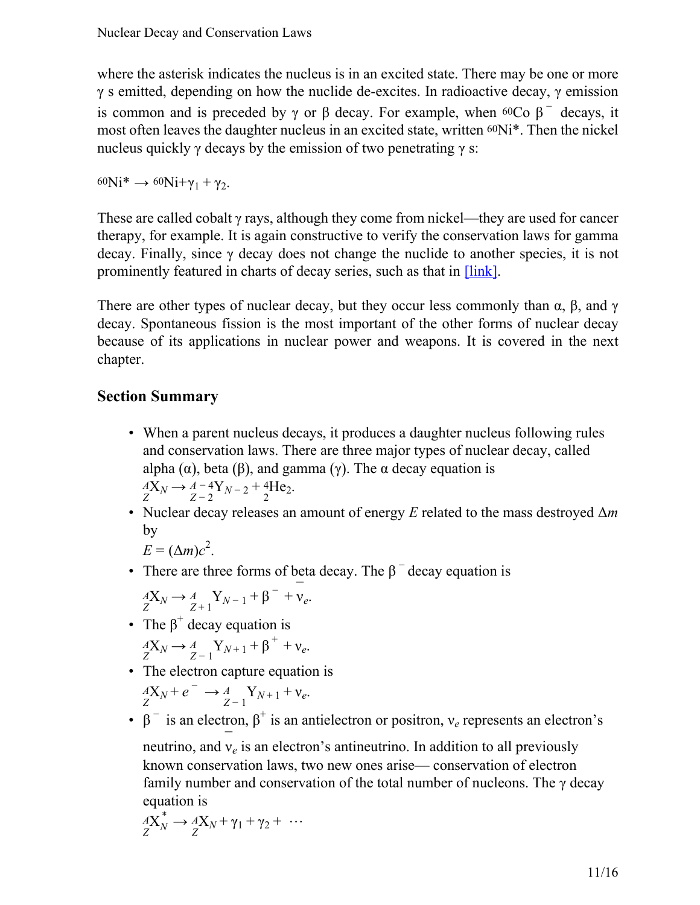where the asterisk indicates the nucleus is in an excited state. There may be one or more $\gamma$ s emitted, depending on how the nuclide de-excites. In radioactive decay, $\gamma$ emission is common and is preceded by $\gamma$ or $\beta$ decay. For example, when $^{60}\text{Co}$ $\beta^-$ decays, it most often leaves the daughter nucleus in an excited state, written $^{60}\text{Ni}^*$. Then the nickel nucleus quickly $\gamma$ decays by the emission of two penetrating $\gamma$ s:

$$^{60}\text{Ni}^* \rightarrow {}^{60}\text{Ni} + \gamma_1 + \gamma_2.$$

These are called cobalt $\gamma$ rays, although they come from nickel—they are used for cancer therapy, for example. It is again constructive to verify the conservation laws for gamma decay. Finally, since $\gamma$ decay does not change the nuclide to another species, it is not prominently featured in charts of decay series, such as that in [link].

There are other types of nuclear decay, but they occur less commonly than $\alpha$, $\beta$, and $\gamma$ decay. Spontaneous fission is the most important of the other forms of nuclear decay because of its applications in nuclear power and weapons. It is covered in the next chapter.

## Section Summary

- When a parent nucleus decays, it produces a daughter nucleus following rules and conservation laws. There are three major types of nuclear decay, called alpha ($\alpha$), beta ($\beta$), and gamma ($\gamma$). The $\alpha$ decay equation is
  $${}^{A}_{Z}\text{X}_N \rightarrow {}^{A-4}_{Z-2}\text{Y}_{N-2} + {}^{4}_{2}\text{He}_2.$$
- Nuclear decay releases an amount of energy $E$ related to the mass destroyed $\Delta m$ by
  $$E = (\Delta m)c^2.$$
- There are three forms of beta decay. The $\beta^-$ decay equation is
  $${}^{A}_{Z}\text{X}_N \rightarrow {}^{A}_{Z+1}\text{Y}_{N-1} + \beta^- + \bar{\nu}_e.$$
- The $\beta^+$ decay equation is
  $${}^{A}_{Z}\text{X}_N \rightarrow {}^{A}_{Z-1}\text{Y}_{N+1} + \beta^+ + \nu_e.$$
- The electron capture equation is
  $${}^{A}_{Z}\text{X}_N + e^- \rightarrow {}^{A}_{Z-1}\text{Y}_{N+1} + \nu_e.$$
- $\beta^-$ is an electron, $\beta^+$ is an antielectron or positron, $\nu_e$ represents an electron's neutrino, and $\bar{\nu}_e$ is an electron's antineutrino. In addition to all previously known conservation laws, two new ones arise— conservation of electron family number and conservation of the total number of nucleons. The $\gamma$ decay equation is
  $${}^{A}_{Z}\text{X}^*_N \rightarrow {}^{A}_{Z}\text{X}_N + \gamma_1 + \gamma_2 + \cdots$$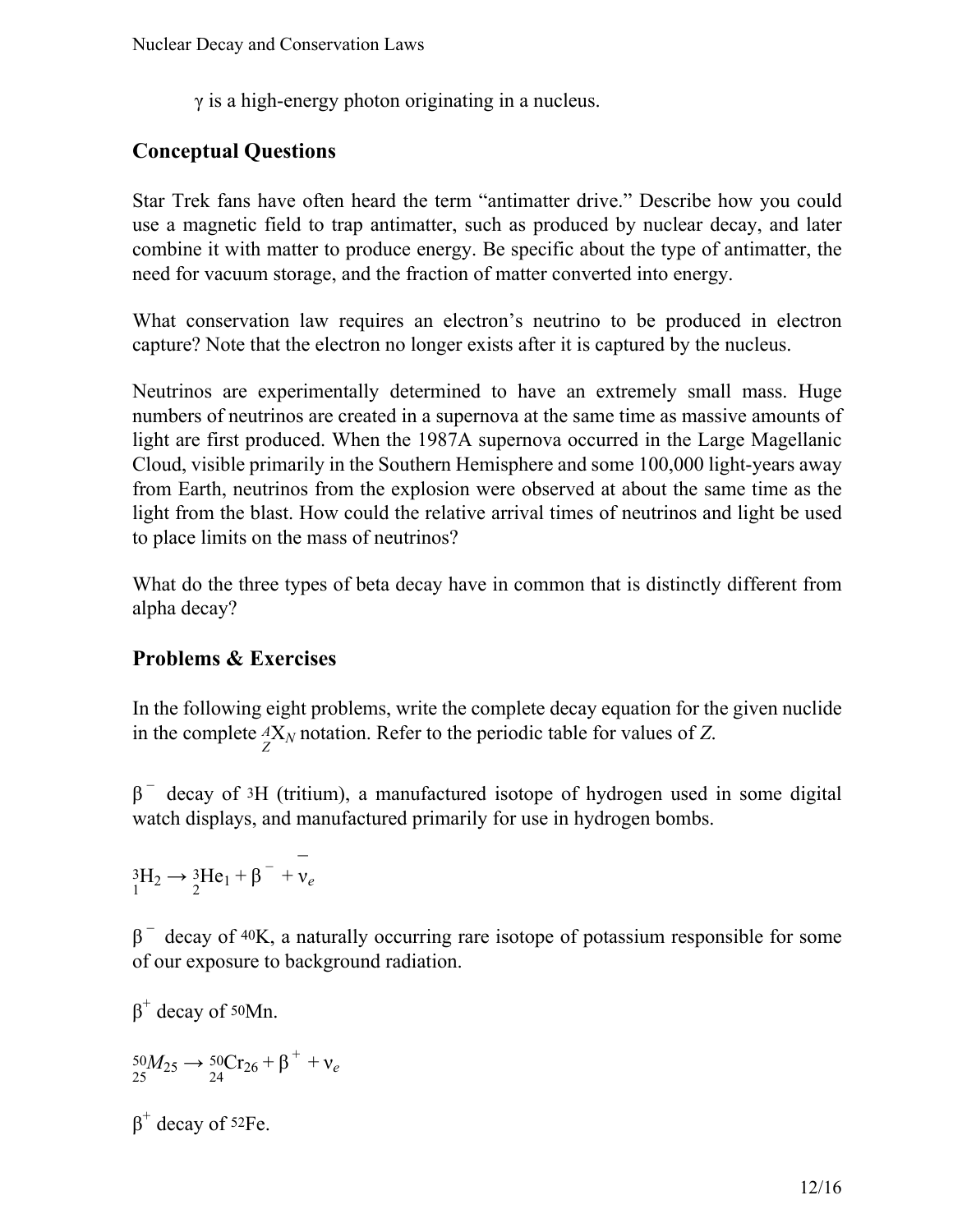$\gamma$ is a high-energy photon originating in a nucleus.

## Conceptual Questions

Star Trek fans have often heard the term “antimatter drive.” Describe how you could use a magnetic field to trap antimatter, such as produced by nuclear decay, and later combine it with matter to produce energy. Be specific about the type of antimatter, the need for vacuum storage, and the fraction of matter converted into energy.

What conservation law requires an electron’s neutrino to be produced in electron capture? Note that the electron no longer exists after it is captured by the nucleus.

Neutrinos are experimentally determined to have an extremely small mass. Huge numbers of neutrinos are created in a supernova at the same time as massive amounts of light are first produced. When the 1987A supernova occurred in the Large Magellanic Cloud, visible primarily in the Southern Hemisphere and some 100,000 light-years away from Earth, neutrinos from the explosion were observed at about the same time as the light from the blast. How could the relative arrival times of neutrinos and light be used to place limits on the mass of neutrinos?

What do the three types of beta decay have in common that is distinctly different from alpha decay?

## Problems & Exercises

In the following eight problems, write the complete decay equation for the given nuclide in the complete ${}^{A}_{Z}X_{N}$ notation. Refer to the periodic table for values of $Z$.

$\beta^-$ decay of ${}^{3}H$ (tritium), a manufactured isotope of hydrogen used in some digital watch displays, and manufactured primarily for use in hydrogen bombs.

$${}^{3}_{1}H_2 \rightarrow {}^{3}_{2}He_1 + \beta^- + \bar{\nu}_e$$

$\beta^-$ decay of ${}^{40}K$, a naturally occurring rare isotope of potassium responsible for some of our exposure to background radiation.

$\beta^+$ decay of ${}^{50}Mn$.

$${}^{50}_{25}M_{25} \rightarrow {}^{50}_{24}Cr_{26} + \beta^+ + \nu_e$$

$\beta^+$ decay of ${}^{52}Fe$.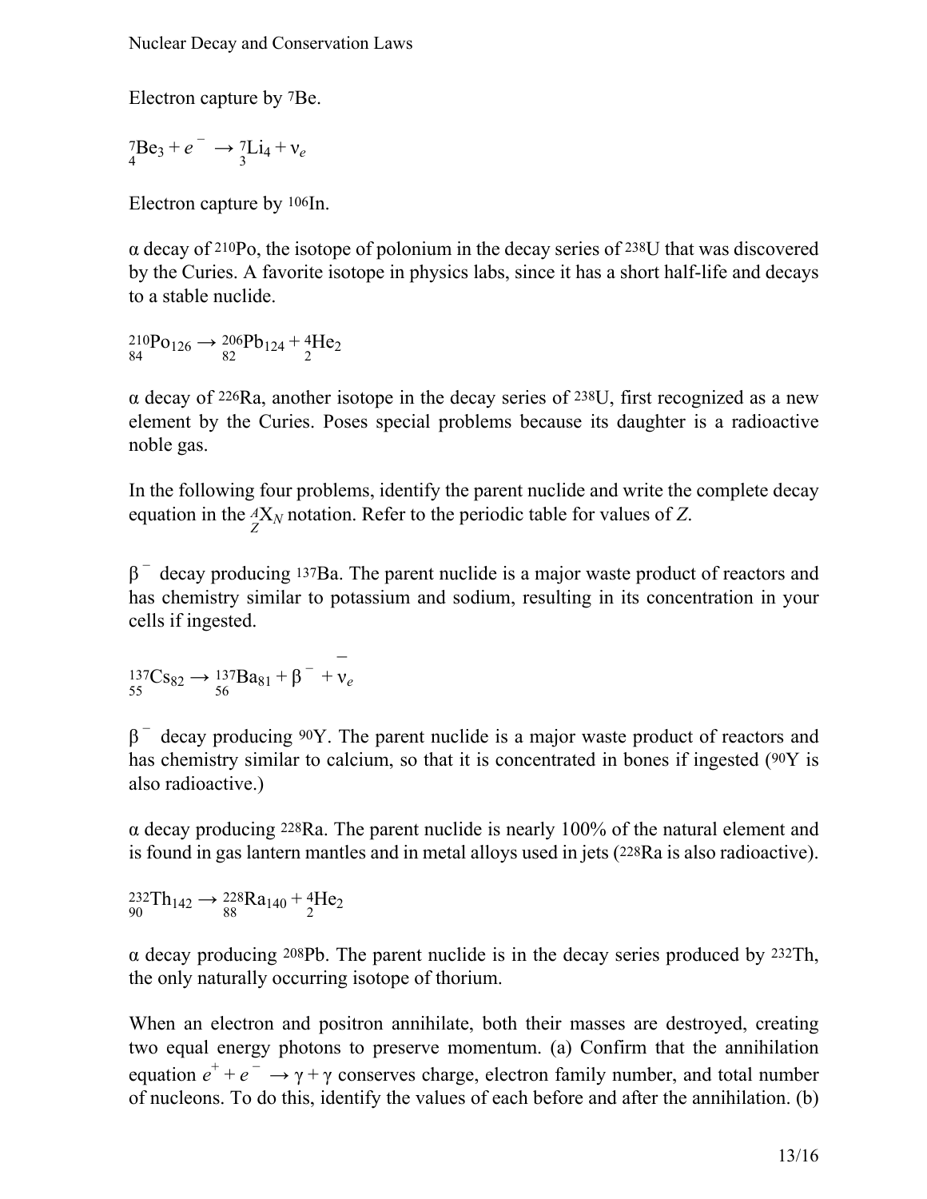Electron capture by $^{7}$Be.

$${}^{7}_{4}\text{Be}_3 + e^- \rightarrow {}^{7}_{3}\text{Li}_4 + \nu_e$$

Electron capture by $^{106}$In.

α decay of $^{210}$Po, the isotope of polonium in the decay series of $^{238}$U that was discovered by the Curies. A favorite isotope in physics labs, since it has a short half-life and decays to a stable nuclide.

$${}^{210}_{84}\text{Po}_{126} \rightarrow {}^{206}_{82}\text{Pb}_{124} + {}^{4}_{2}\text{He}_2$$

α decay of $^{226}$Ra, another isotope in the decay series of $^{238}$U, first recognized as a new element by the Curies. Poses special problems because its daughter is a radioactive noble gas.

In the following four problems, identify the parent nuclide and write the complete decay equation in the ${}^{A}_{Z}\text{X}_N$ notation. Refer to the periodic table for values of $Z$.

$\beta^-$ decay producing $^{137}$Ba. The parent nuclide is a major waste product of reactors and has chemistry similar to potassium and sodium, resulting in its concentration in your cells if ingested.

$${}^{137}_{55}\text{Cs}_{82} \rightarrow {}^{137}_{56}\text{Ba}_{81} + \beta^- + \bar{\nu}_e$$

$\beta^-$ decay producing $^{90}$Y. The parent nuclide is a major waste product of reactors and has chemistry similar to calcium, so that it is concentrated in bones if ingested ($^{90}$Y is also radioactive.)

α decay producing $^{228}$Ra. The parent nuclide is nearly 100% of the natural element and is found in gas lantern mantles and in metal alloys used in jets ($^{228}$Ra is also radioactive).

$${}^{232}_{90}\text{Th}_{142} \rightarrow {}^{228}_{88}\text{Ra}_{140} + {}^{4}_{2}\text{He}_2$$

α decay producing $^{208}$Pb. The parent nuclide is in the decay series produced by $^{232}$Th, the only naturally occurring isotope of thorium.

When an electron and positron annihilate, both their masses are destroyed, creating two equal energy photons to preserve momentum. (a) Confirm that the annihilation equation $e^+ + e^- \rightarrow \gamma + \gamma$ conserves charge, electron family number, and total number of nucleons. To do this, identify the values of each before and after the annihilation. (b)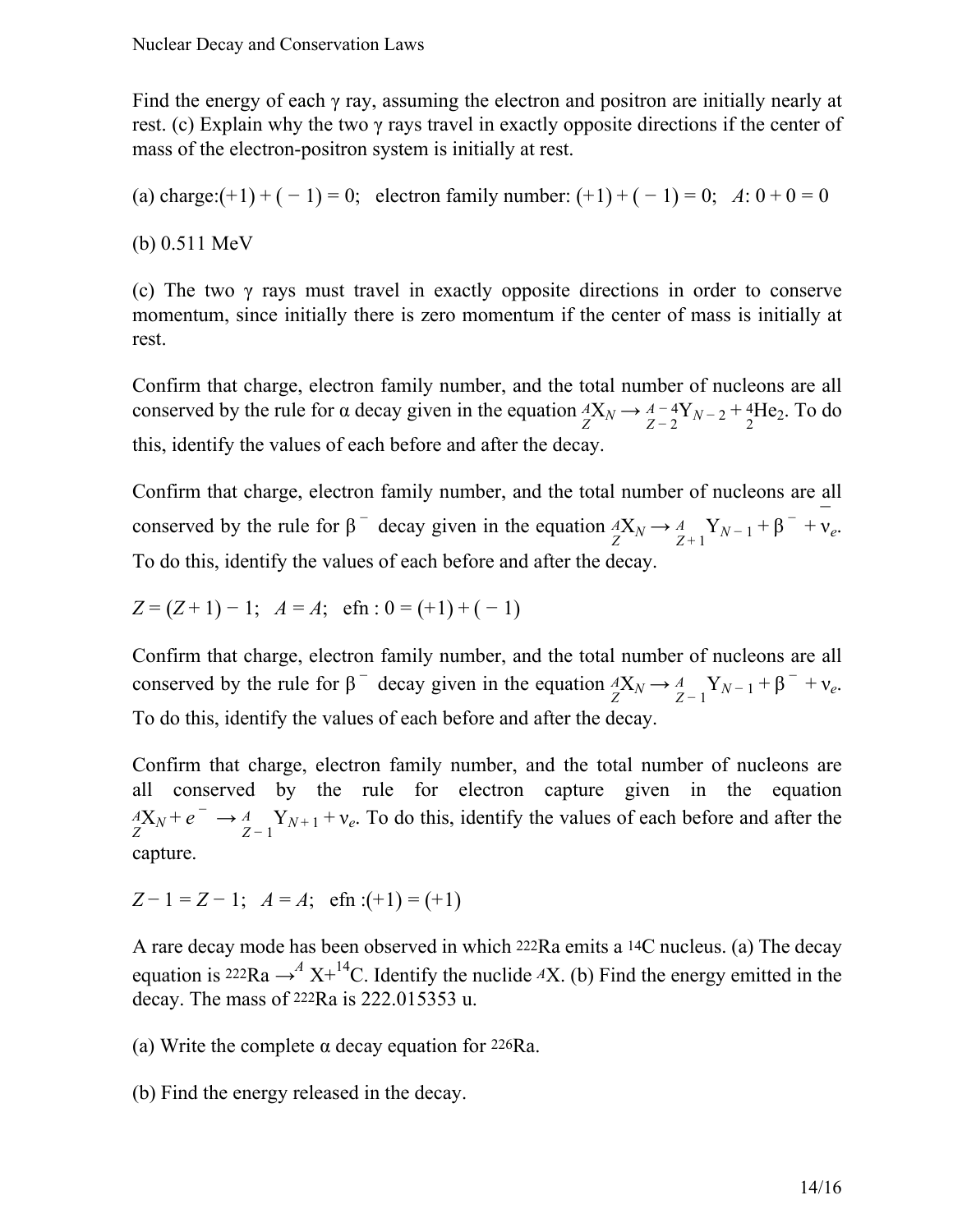Find the energy of each γ ray, assuming the electron and positron are initially nearly at rest. (c) Explain why the two γ rays travel in exactly opposite directions if the center of mass of the electron-positron system is initially at rest.

(a) charge: $(+1) + (-1) = 0$;   electron family number: $(+1) + (-1) = 0$;   $A$: $0 + 0 = 0$

(b) 0.511 MeV

(c) The two γ rays must travel in exactly opposite directions in order to conserve momentum, since initially there is zero momentum if the center of mass is initially at rest.

Confirm that charge, electron family number, and the total number of nucleons are all conserved by the rule for α decay given in the equation ${}^{A}_{Z}\text{X}_{N} \rightarrow {}^{A-4}_{Z-2}\text{Y}_{N-2} + {}^{4}_{2}\text{He}_{2}$. To do this, identify the values of each before and after the decay.

Confirm that charge, electron family number, and the total number of nucleons are all conserved by the rule for $\beta^-$ decay given in the equation ${}^{A}_{Z}\text{X}_{N} \rightarrow {}^{A}_{Z+1}\text{Y}_{N-1} + \beta^- + \bar{\nu}_e$. To do this, identify the values of each before and after the decay.

$Z = (Z+1) - 1$;   $A = A$;   efn : $0 = (+1) + (-1)$

Confirm that charge, electron family number, and the total number of nucleons are all conserved by the rule for $\beta^-$ decay given in the equation ${}^{A}_{Z}\text{X}_{N} \rightarrow {}^{A}_{Z-1}\text{Y}_{N-1} + \beta^- + \nu_e$. To do this, identify the values of each before and after the decay.

Confirm that charge, electron family number, and the total number of nucleons are all conserved by the rule for electron capture given in the equation ${}^{A}_{Z}\text{X}_{N} + e^- \rightarrow {}^{A}_{Z-1}\text{Y}_{N+1} + \nu_e$. To do this, identify the values of each before and after the capture.

$Z - 1 = Z - 1$;   $A = A$;   efn : $(+1) = (+1)$

A rare decay mode has been observed in which ${}^{222}\text{Ra}$ emits a ${}^{14}\text{C}$ nucleus. (a) The decay equation is ${}^{222}\text{Ra} \rightarrow {}^{A}\text{X} + {}^{14}\text{C}$. Identify the nuclide ${}^{A}\text{X}$. (b) Find the energy emitted in the decay. The mass of ${}^{222}\text{Ra}$ is 222.015353 u.

(a) Write the complete α decay equation for ${}^{226}\text{Ra}$.

(b) Find the energy released in the decay.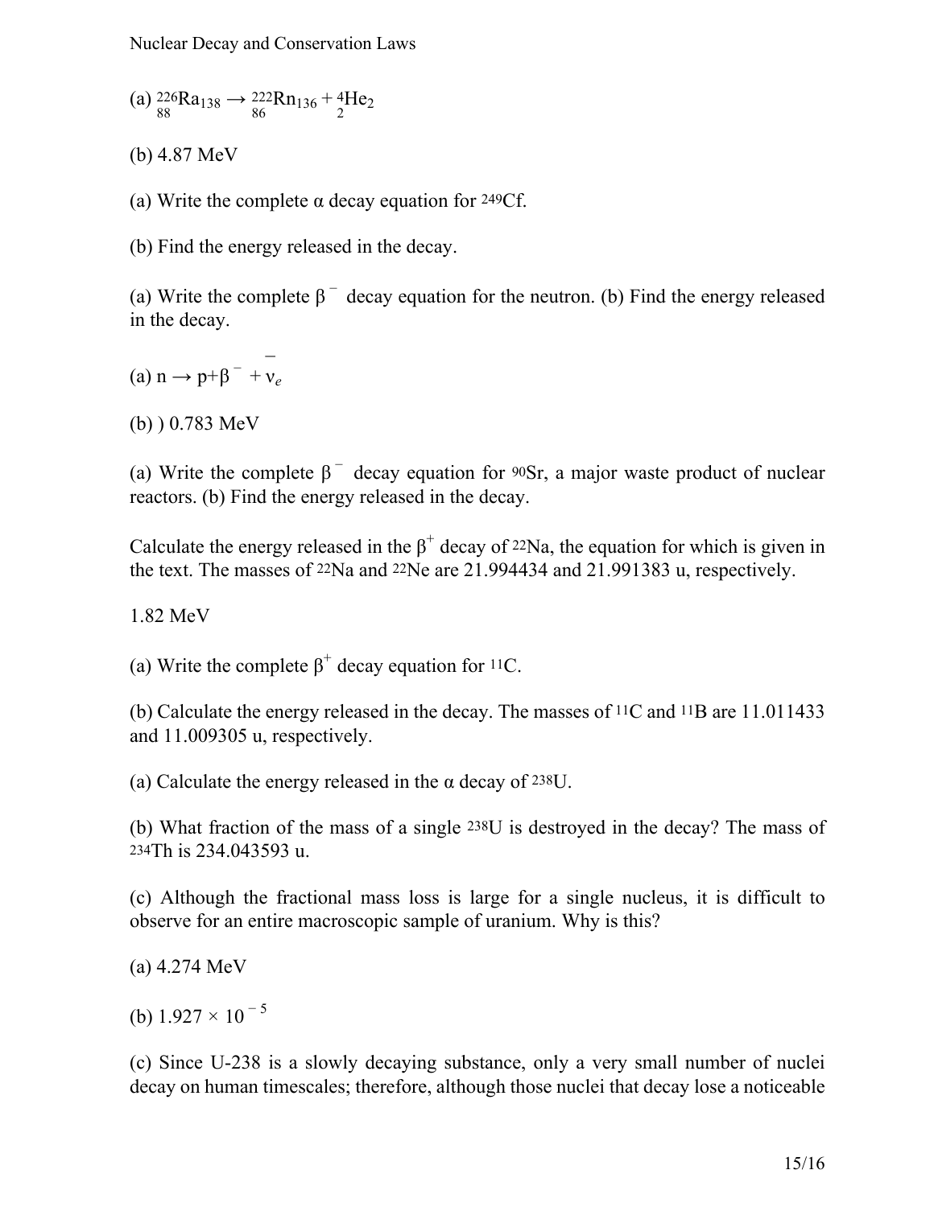(a) ${}^{226}_{88}\text{Ra}_{138} \rightarrow {}^{222}_{86}\text{Rn}_{136} + {}^{4}_{2}\text{He}_{2}$

(b) 4.87 MeV

(a) Write the complete α decay equation for ${}^{249}\text{Cf}$.

(b) Find the energy released in the decay.

(a) Write the complete $\beta^-$ decay equation for the neutron. (b) Find the energy released in the decay.

(a) $n \rightarrow p + \beta^- + \bar{\nu}_e$

(b) ) 0.783 MeV

(a) Write the complete $\beta^-$ decay equation for ${}^{90}\text{Sr}$, a major waste product of nuclear reactors. (b) Find the energy released in the decay.

Calculate the energy released in the $\beta^+$ decay of ${}^{22}\text{Na}$, the equation for which is given in the text. The masses of ${}^{22}\text{Na}$ and ${}^{22}\text{Ne}$ are 21.994434 and 21.991383 u, respectively.

1.82 MeV

(a) Write the complete $\beta^+$ decay equation for ${}^{11}\text{C}$.

(b) Calculate the energy released in the decay. The masses of ${}^{11}\text{C}$ and ${}^{11}\text{B}$ are 11.011433 and 11.009305 u, respectively.

(a) Calculate the energy released in the α decay of ${}^{238}\text{U}$.

(b) What fraction of the mass of a single ${}^{238}\text{U}$ is destroyed in the decay? The mass of ${}^{234}\text{Th}$ is 234.043593 u.

(c) Although the fractional mass loss is large for a single nucleus, it is difficult to observe for an entire macroscopic sample of uranium. Why is this?

(a) 4.274 MeV

(b) $1.927 \times 10^{-5}$

(c) Since U-238 is a slowly decaying substance, only a very small number of nuclei decay on human timescales; therefore, although those nuclei that decay lose a noticeable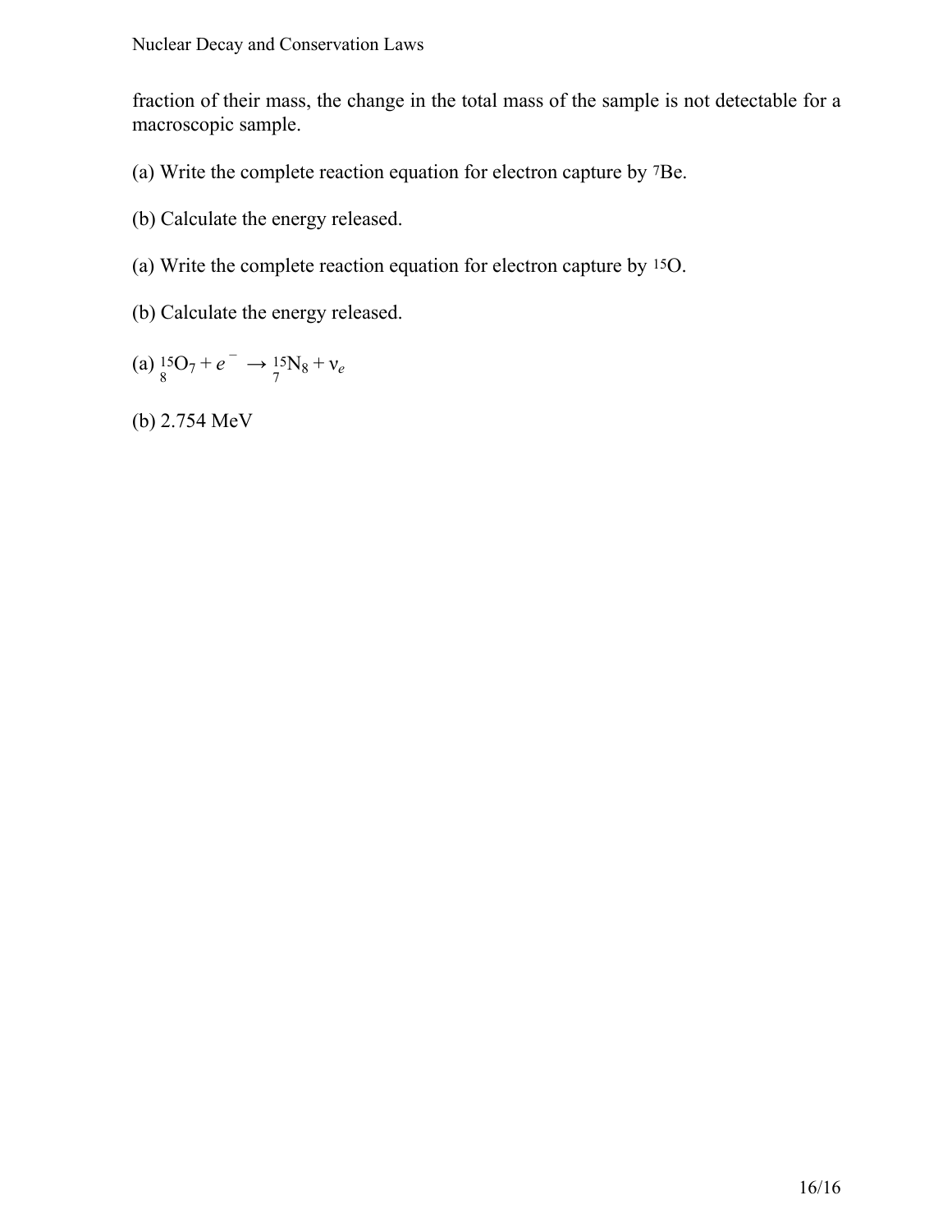fraction of their mass, the change in the total mass of the sample is not detectable for a macroscopic sample.

(a) Write the complete reaction equation for electron capture by $^{7}$Be.

(b) Calculate the energy released.

(a) Write the complete reaction equation for electron capture by $^{15}$O.

(b) Calculate the energy released.

(a) ${}^{15}_{8}O_7 + e^- \rightarrow {}^{15}_{7}N_8 + \nu_e$

(b) 2.754 MeV